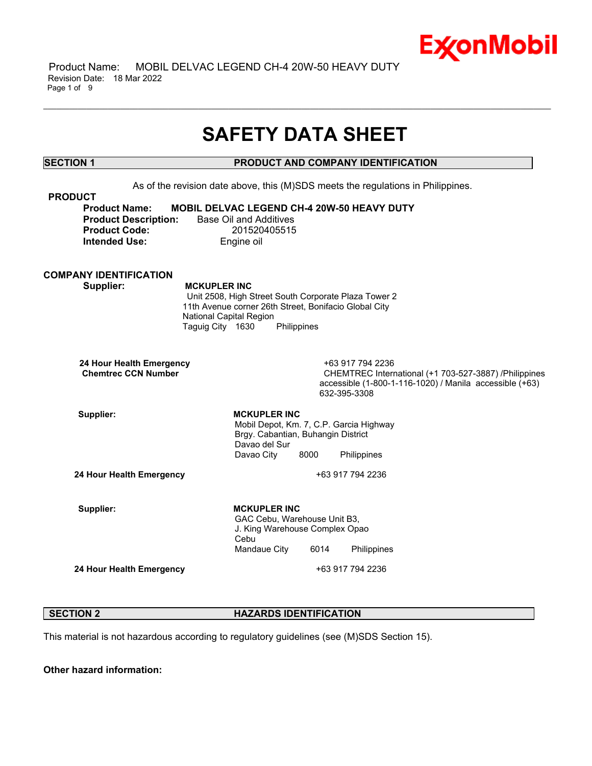# SAFETY DATA SHEET

## SECTION 1 PRODUCT AND COMPANY IDENTIFICATION

As of the revision date above, this (M)SDS meets the regulations in Philippines.

### PRODUCT

**Product Name:** **MOBIL DELVAC LEGEND CH-4 20W-50 HEAVY DUTY**
**Product Description:** Base Oil and Additives
**Product Code:** 201520405515
**Intended Use:** Engine oil

### COMPANY IDENTIFICATION

**Supplier:** **MCKUPLER INC**
Unit 2508, High Street South Corporate Plaza Tower 2
11th Avenue corner 26th Street, Bonifacio Global City
National Capital Region
Taguig City 1630 Philippines

**24 Hour Health Emergency** +63 917 794 2236
**Chemtrec CCN Number** CHEMTREC International (+1 703-527-3887) /Philippines accessible (1-800-1-116-1020) / Manila accessible (+63) 632-395-3308

**Supplier:** **MCKUPLER INC**
Mobil Depot, Km. 7, C.P. Garcia Highway
Brgy. Cabantian, Buhangin District
Davao del Sur
Davao City 8000 Philippines

**24 Hour Health Emergency** +63 917 794 2236

**Supplier:** **MCKUPLER INC**
GAC Cebu, Warehouse Unit B3,
J. King Warehouse Complex Opao
Cebu
Mandaue City 6014 Philippines

**24 Hour Health Emergency** +63 917 794 2236

## SECTION 2 HAZARDS IDENTIFICATION

This material is not hazardous according to regulatory guidelines (see (M)SDS Section 15).

**Other hazard information:**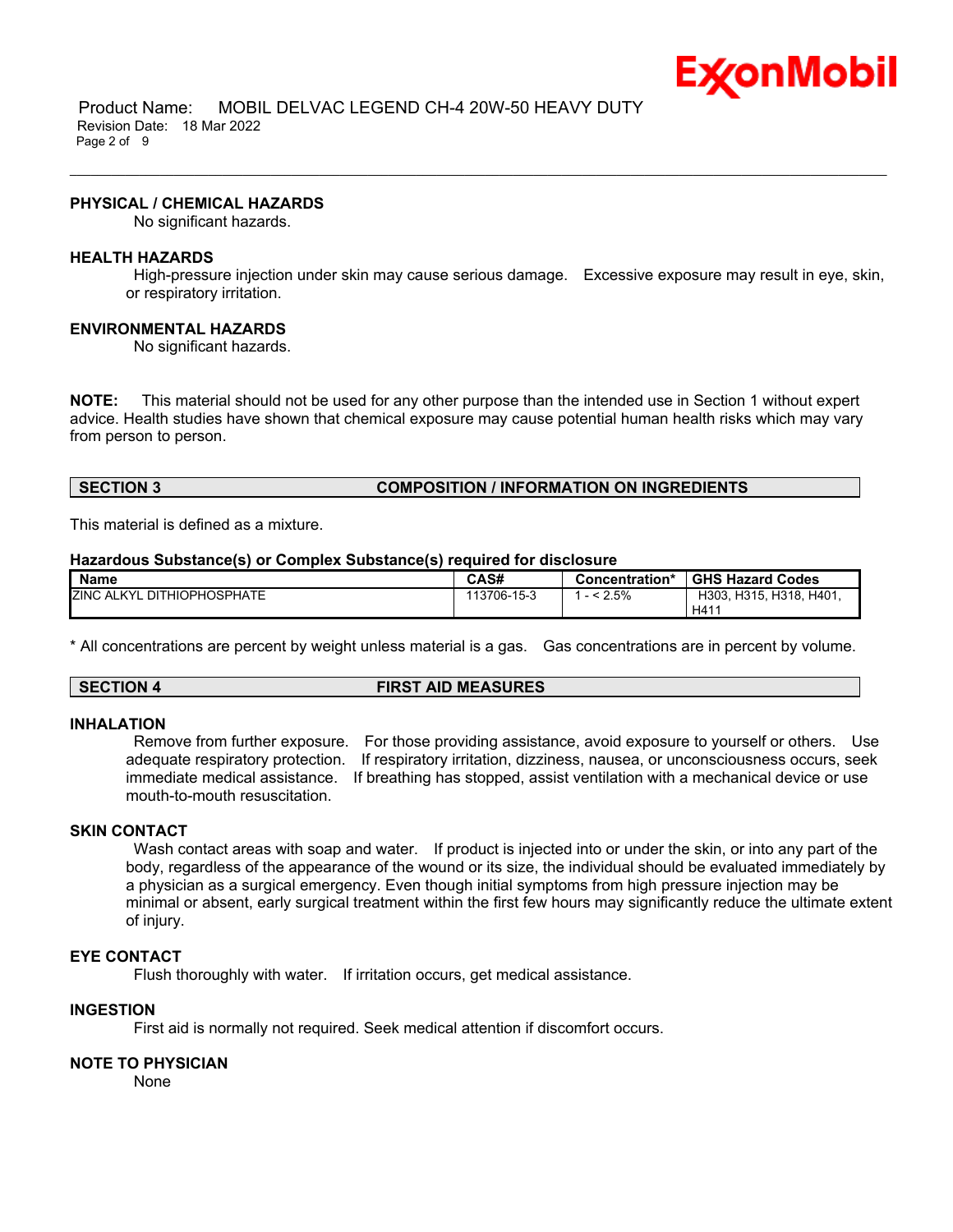### PHYSICAL / CHEMICAL HAZARDS

No significant hazards.

### HEALTH HAZARDS

High-pressure injection under skin may cause serious damage. Excessive exposure may result in eye, skin, or respiratory irritation.

### ENVIRONMENTAL HAZARDS

No significant hazards.

**NOTE:** This material should not be used for any other purpose than the intended use in Section 1 without expert advice. Health studies have shown that chemical exposure may cause potential human health risks which may vary from person to person.

## SECTION 3 COMPOSITION / INFORMATION ON INGREDIENTS

This material is defined as a mixture.

**Hazardous Substance(s) or Complex Substance(s) required for disclosure**

| Name | CAS# | Concentration* | GHS Hazard Codes |
|---|---|---|---|
| ZINC ALKYL DITHIOPHOSPHATE | 113706-15-3 | 1 - < 2.5% | H303, H315, H318, H401, H411 |

* All concentrations are percent by weight unless material is a gas. Gas concentrations are in percent by volume.

## SECTION 4 FIRST AID MEASURES

### INHALATION

Remove from further exposure. For those providing assistance, avoid exposure to yourself or others. Use adequate respiratory protection. If respiratory irritation, dizziness, nausea, or unconsciousness occurs, seek immediate medical assistance. If breathing has stopped, assist ventilation with a mechanical device or use mouth-to-mouth resuscitation.

### SKIN CONTACT

Wash contact areas with soap and water. If product is injected into or under the skin, or into any part of the body, regardless of the appearance of the wound or its size, the individual should be evaluated immediately by a physician as a surgical emergency. Even though initial symptoms from high pressure injection may be minimal or absent, early surgical treatment within the first few hours may significantly reduce the ultimate extent of injury.

### EYE CONTACT

Flush thoroughly with water. If irritation occurs, get medical assistance.

### INGESTION

First aid is normally not required. Seek medical attention if discomfort occurs.

### NOTE TO PHYSICIAN

None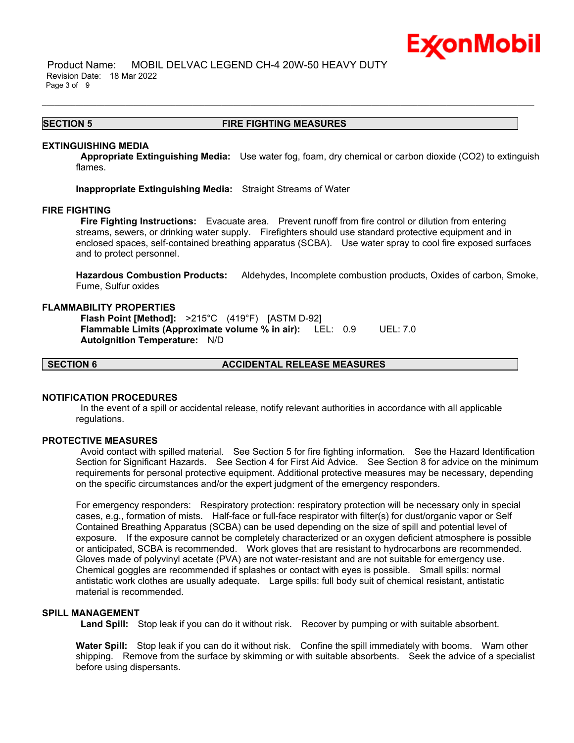## SECTION 5 FIRE FIGHTING MEASURES

### EXTINGUISHING MEDIA

**Appropriate Extinguishing Media:** Use water fog, foam, dry chemical or carbon dioxide ($CO_2$) to extinguish flames.

**Inappropriate Extinguishing Media:** Straight Streams of Water

### FIRE FIGHTING

**Fire Fighting Instructions:** Evacuate area. Prevent runoff from fire control or dilution from entering streams, sewers, or drinking water supply. Firefighters should use standard protective equipment and in enclosed spaces, self-contained breathing apparatus (SCBA). Use water spray to cool fire exposed surfaces and to protect personnel.

**Hazardous Combustion Products:** Aldehydes, Incomplete combustion products, Oxides of carbon, Smoke, Fume, Sulfur oxides

### FLAMMABILITY PROPERTIES

**Flash Point [Method]:** >215°C (419°F) [ASTM D-92]
**Flammable Limits (Approximate volume % in air):** LEL: 0.9 UEL: 7.0
**Autoignition Temperature:** N/D

## SECTION 6 ACCIDENTAL RELEASE MEASURES

### NOTIFICATION PROCEDURES

In the event of a spill or accidental release, notify relevant authorities in accordance with all applicable regulations.

### PROTECTIVE MEASURES

Avoid contact with spilled material. See Section 5 for fire fighting information. See the Hazard Identification Section for Significant Hazards. See Section 4 for First Aid Advice. See Section 8 for advice on the minimum requirements for personal protective equipment. Additional protective measures may be necessary, depending on the specific circumstances and/or the expert judgment of the emergency responders.

For emergency responders: Respiratory protection: respiratory protection will be necessary only in special cases, e.g., formation of mists. Half-face or full-face respirator with filter(s) for dust/organic vapor or Self Contained Breathing Apparatus (SCBA) can be used depending on the size of spill and potential level of exposure. If the exposure cannot be completely characterized or an oxygen deficient atmosphere is possible or anticipated, SCBA is recommended. Work gloves that are resistant to hydrocarbons are recommended. Gloves made of polyvinyl acetate (PVA) are not water-resistant and are not suitable for emergency use. Chemical goggles are recommended if splashes or contact with eyes is possible. Small spills: normal antistatic work clothes are usually adequate. Large spills: full body suit of chemical resistant, antistatic material is recommended.

### SPILL MANAGEMENT

**Land Spill:** Stop leak if you can do it without risk. Recover by pumping or with suitable absorbent.

**Water Spill:** Stop leak if you can do it without risk. Confine the spill immediately with booms. Warn other shipping. Remove from the surface by skimming or with suitable absorbents. Seek the advice of a specialist before using dispersants.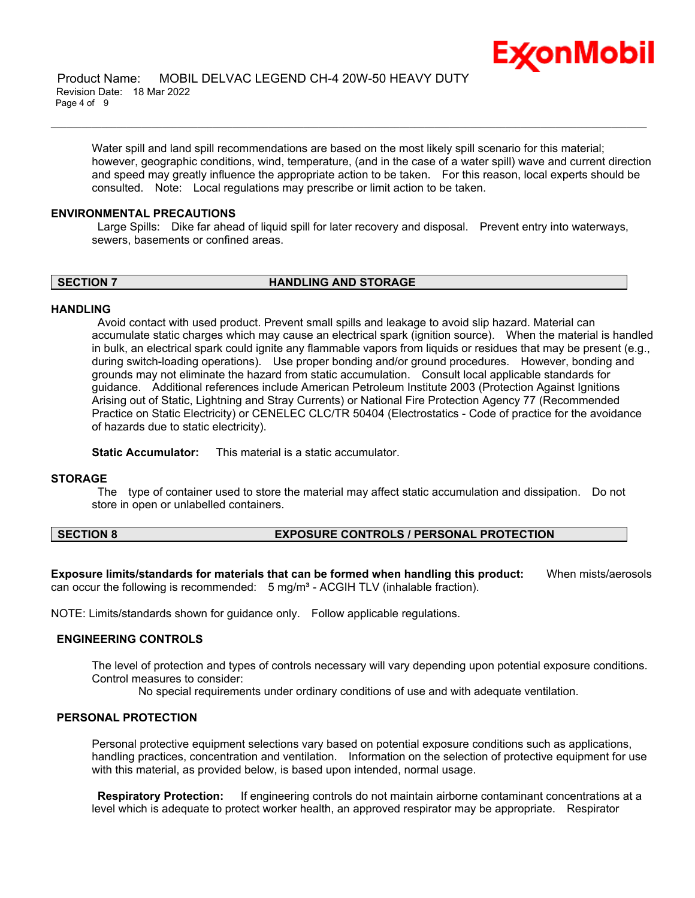Water spill and land spill recommendations are based on the most likely spill scenario for this material; however, geographic conditions, wind, temperature, (and in the case of a water spill) wave and current direction and speed may greatly influence the appropriate action to be taken. For this reason, local experts should be consulted. Note: Local regulations may prescribe or limit action to be taken.

### ENVIRONMENTAL PRECAUTIONS

Large Spills: Dike far ahead of liquid spill for later recovery and disposal. Prevent entry into waterways, sewers, basements or confined areas.

## SECTION 7 HANDLING AND STORAGE

### HANDLING

Avoid contact with used product. Prevent small spills and leakage to avoid slip hazard. Material can accumulate static charges which may cause an electrical spark (ignition source). When the material is handled in bulk, an electrical spark could ignite any flammable vapors from liquids or residues that may be present (e.g., during switch-loading operations). Use proper bonding and/or ground procedures. However, bonding and grounds may not eliminate the hazard from static accumulation. Consult local applicable standards for guidance. Additional references include American Petroleum Institute 2003 (Protection Against Ignitions Arising out of Static, Lightning and Stray Currents) or National Fire Protection Agency 77 (Recommended Practice on Static Electricity) or CENELEC CLC/TR 50404 (Electrostatics - Code of practice for the avoidance of hazards due to static electricity).

**Static Accumulator:** This material is a static accumulator.

### STORAGE

The type of container used to store the material may affect static accumulation and dissipation. Do not store in open or unlabelled containers.

## SECTION 8 EXPOSURE CONTROLS / PERSONAL PROTECTION

**Exposure limits/standards for materials that can be formed when handling this product:** When mists/aerosols can occur the following is recommended: 5 mg/m³ - ACGIH TLV (inhalable fraction).

NOTE: Limits/standards shown for guidance only. Follow applicable regulations.

### ENGINEERING CONTROLS

The level of protection and types of controls necessary will vary depending upon potential exposure conditions. Control measures to consider:

No special requirements under ordinary conditions of use and with adequate ventilation.

### PERSONAL PROTECTION

Personal protective equipment selections vary based on potential exposure conditions such as applications, handling practices, concentration and ventilation. Information on the selection of protective equipment for use with this material, as provided below, is based upon intended, normal usage.

**Respiratory Protection:** If engineering controls do not maintain airborne contaminant concentrations at a level which is adequate to protect worker health, an approved respirator may be appropriate. Respirator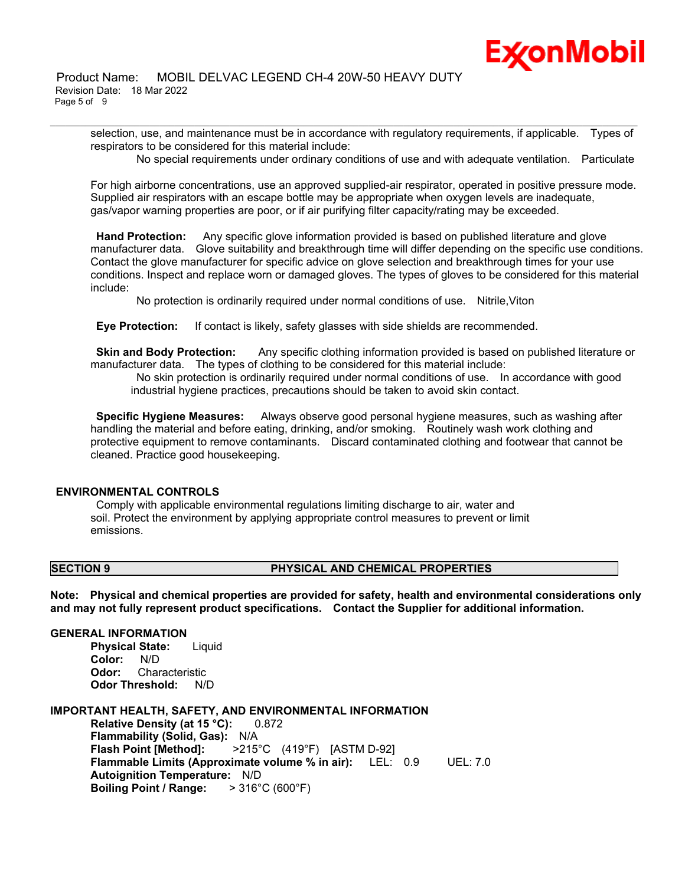selection, use, and maintenance must be in accordance with regulatory requirements, if applicable. Types of respirators to be considered for this material include:

No special requirements under ordinary conditions of use and with adequate ventilation. Particulate

For high airborne concentrations, use an approved supplied-air respirator, operated in positive pressure mode. Supplied air respirators with an escape bottle may be appropriate when oxygen levels are inadequate, gas/vapor warning properties are poor, or if air purifying filter capacity/rating may be exceeded.

**Hand Protection:** Any specific glove information provided is based on published literature and glove manufacturer data. Glove suitability and breakthrough time will differ depending on the specific use conditions. Contact the glove manufacturer for specific advice on glove selection and breakthrough times for your use conditions. Inspect and replace worn or damaged gloves. The types of gloves to be considered for this material include:

No protection is ordinarily required under normal conditions of use. Nitrile,Viton

**Eye Protection:** If contact is likely, safety glasses with side shields are recommended.

**Skin and Body Protection:** Any specific clothing information provided is based on published literature or manufacturer data. The types of clothing to be considered for this material include:

No skin protection is ordinarily required under normal conditions of use. In accordance with good industrial hygiene practices, precautions should be taken to avoid skin contact.

**Specific Hygiene Measures:** Always observe good personal hygiene measures, such as washing after handling the material and before eating, drinking, and/or smoking. Routinely wash work clothing and protective equipment to remove contaminants. Discard contaminated clothing and footwear that cannot be cleaned. Practice good housekeeping.

### ENVIRONMENTAL CONTROLS

Comply with applicable environmental regulations limiting discharge to air, water and soil. Protect the environment by applying appropriate control measures to prevent or limit emissions.

## SECTION 9 PHYSICAL AND CHEMICAL PROPERTIES

**Note: Physical and chemical properties are provided for safety, health and environmental considerations only and may not fully represent product specifications. Contact the Supplier for additional information.**

### GENERAL INFORMATION

**Physical State:** Liquid
**Color:** N/D
**Odor:** Characteristic
**Odor Threshold:** N/D

### IMPORTANT HEALTH, SAFETY, AND ENVIRONMENTAL INFORMATION

**Relative Density (at 15 °C):** 0.872
**Flammability (Solid, Gas):** N/A
**Flash Point [Method]:** >215°C (419°F) [ASTM D-92]
**Flammable Limits (Approximate volume % in air):** LEL: 0.9 UEL: 7.0
**Autoignition Temperature:** N/D
**Boiling Point / Range:** > 316°C (600°F)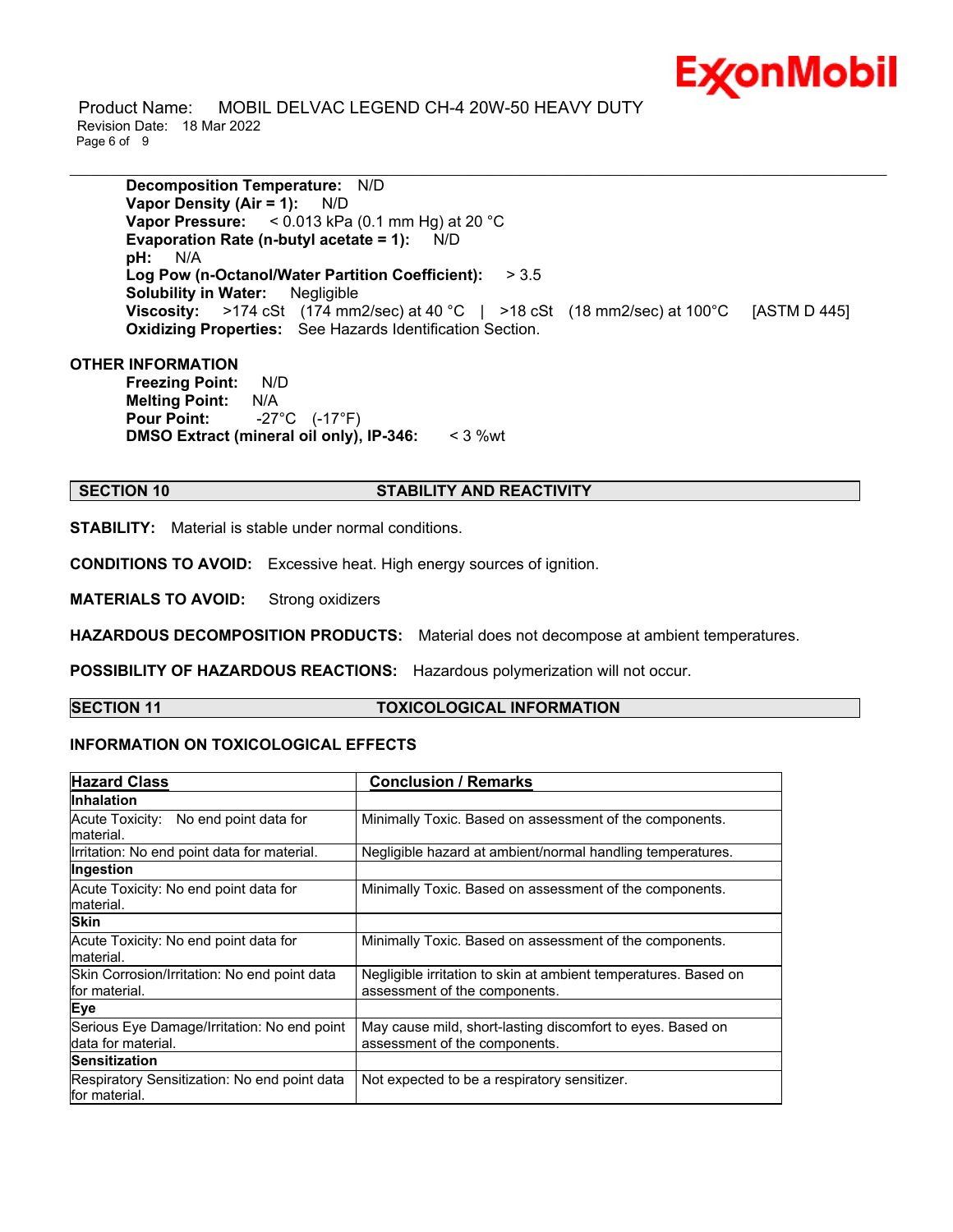**Decomposition Temperature:** N/D
**Vapor Density (Air = 1):** N/D
**Vapor Pressure:** < 0.013 kPa (0.1 mm Hg) at 20 °C
**Evaporation Rate (n-butyl acetate = 1):** N/D
**pH:** N/A
**Log Pow (n-Octanol/Water Partition Coefficient):** > 3.5
**Solubility in Water:** Negligible
**Viscosity:** >174 cSt (174 mm2/sec) at 40 °C | >18 cSt (18 mm2/sec) at 100°C [ASTM D 445]
**Oxidizing Properties:** See Hazards Identification Section.

## OTHER INFORMATION

**Freezing Point:** N/D
**Melting Point:** N/A
**Pour Point:** -27°C (-17°F)
**DMSO Extract (mineral oil only), IP-346:** < 3 %wt

## SECTION 10 STABILITY AND REACTIVITY

**STABILITY:** Material is stable under normal conditions.

**CONDITIONS TO AVOID:** Excessive heat. High energy sources of ignition.

**MATERIALS TO AVOID:** Strong oxidizers

**HAZARDOUS DECOMPOSITION PRODUCTS:** Material does not decompose at ambient temperatures.

**POSSIBILITY OF HAZARDOUS REACTIONS:** Hazardous polymerization will not occur.

## SECTION 11 TOXICOLOGICAL INFORMATION

### INFORMATION ON TOXICOLOGICAL EFFECTS

| Hazard Class | Conclusion / Remarks |
|---|---|
| **Inhalation** | |
| Acute Toxicity: No end point data for material. | Minimally Toxic. Based on assessment of the components. |
| Irritation: No end point data for material. | Negligible hazard at ambient/normal handling temperatures. |
| **Ingestion** | |
| Acute Toxicity: No end point data for material. | Minimally Toxic. Based on assessment of the components. |
| **Skin** | |
| Acute Toxicity: No end point data for material. | Minimally Toxic. Based on assessment of the components. |
| Skin Corrosion/Irritation: No end point data for material. | Negligible irritation to skin at ambient temperatures. Based on assessment of the components. |
| **Eye** | |
| Serious Eye Damage/Irritation: No end point data for material. | May cause mild, short-lasting discomfort to eyes. Based on assessment of the components. |
| **Sensitization** | |
| Respiratory Sensitization: No end point data for material. | Not expected to be a respiratory sensitizer. |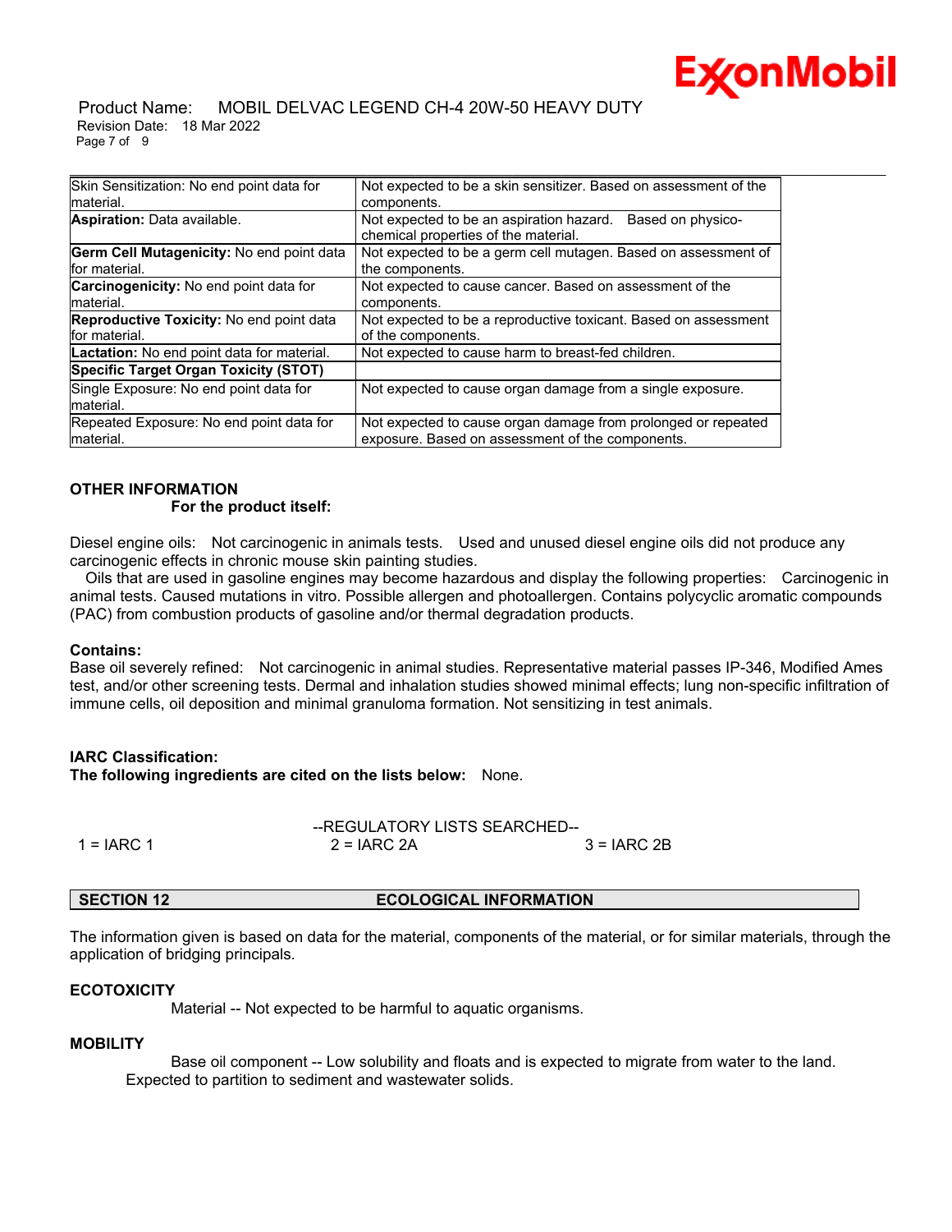| | |
|---|---|
| Skin Sensitization: No end point data for material. | Not expected to be a skin sensitizer. Based on assessment of the components. |
| **Aspiration:** Data available. | Not expected to be an aspiration hazard. Based on physico-chemical properties of the material. |
| **Germ Cell Mutagenicity:** No end point data for material. | Not expected to be a germ cell mutagen. Based on assessment of the components. |
| **Carcinogenicity:** No end point data for material. | Not expected to cause cancer. Based on assessment of the components. |
| **Reproductive Toxicity:** No end point data for material. | Not expected to be a reproductive toxicant. Based on assessment of the components. |
| **Lactation:** No end point data for material. | Not expected to cause harm to breast-fed children. |
| **Specific Target Organ Toxicity (STOT)** | |
| Single Exposure: No end point data for material. | Not expected to cause organ damage from a single exposure. |
| Repeated Exposure: No end point data for material. | Not expected to cause organ damage from prolonged or repeated exposure. Based on assessment of the components. |

**OTHER INFORMATION**

**For the product itself:**

Diesel engine oils: Not carcinogenic in animals tests. Used and unused diesel engine oils did not produce any carcinogenic effects in chronic mouse skin painting studies.

Oils that are used in gasoline engines may become hazardous and display the following properties: Carcinogenic in animal tests. Caused mutations in vitro. Possible allergen and photoallergen. Contains polycyclic aromatic compounds (PAC) from combustion products of gasoline and/or thermal degradation products.

**Contains:**

Base oil severely refined: Not carcinogenic in animal studies. Representative material passes IP-346, Modified Ames test, and/or other screening tests. Dermal and inhalation studies showed minimal effects; lung non-specific infiltration of immune cells, oil deposition and minimal granuloma formation. Not sensitizing in test animals.

**IARC Classification:**

**The following ingredients are cited on the lists below:** None.

--REGULATORY LISTS SEARCHED--

1 = IARC 1    2 = IARC 2A    3 = IARC 2B

## SECTION 12 ECOLOGICAL INFORMATION

The information given is based on data for the material, components of the material, or for similar materials, through the application of bridging principals.

**ECOTOXICITY**

Material -- Not expected to be harmful to aquatic organisms.

**MOBILITY**

Base oil component -- Low solubility and floats and is expected to migrate from water to the land. Expected to partition to sediment and wastewater solids.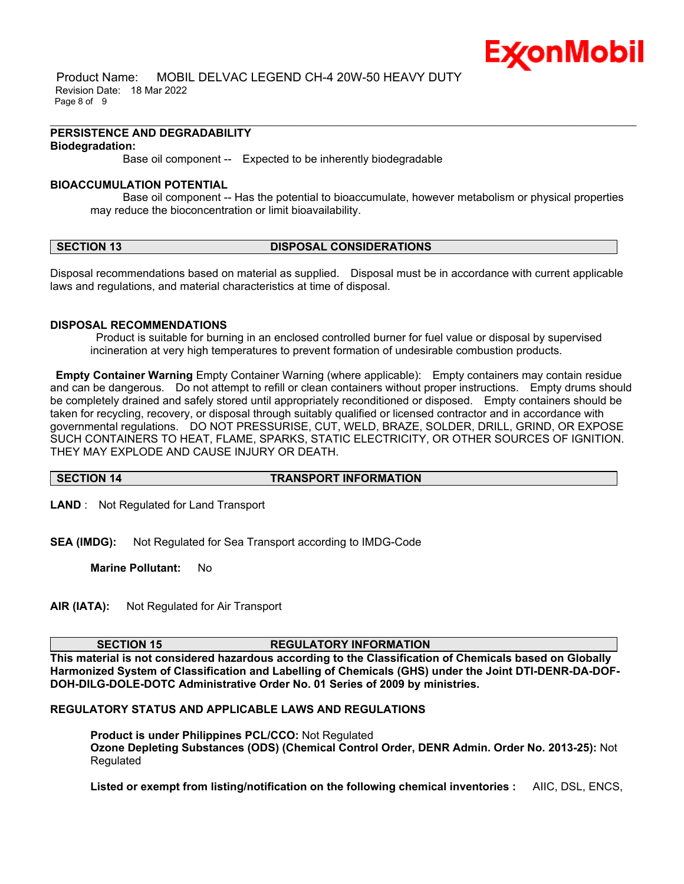### PERSISTENCE AND DEGRADABILITY

**Biodegradation:**

Base oil component -- Expected to be inherently biodegradable

### BIOACCUMULATION POTENTIAL

Base oil component -- Has the potential to bioaccumulate, however metabolism or physical properties may reduce the bioconcentration or limit bioavailability.

## SECTION 13 DISPOSAL CONSIDERATIONS

Disposal recommendations based on material as supplied. Disposal must be in accordance with current applicable laws and regulations, and material characteristics at time of disposal.

### DISPOSAL RECOMMENDATIONS

Product is suitable for burning in an enclosed controlled burner for fuel value or disposal by supervised incineration at very high temperatures to prevent formation of undesirable combustion products.

**Empty Container Warning** Empty Container Warning (where applicable): Empty containers may contain residue and can be dangerous. Do not attempt to refill or clean containers without proper instructions. Empty drums should be completely drained and safely stored until appropriately reconditioned or disposed. Empty containers should be taken for recycling, recovery, or disposal through suitably qualified or licensed contractor and in accordance with governmental regulations. DO NOT PRESSURISE, CUT, WELD, BRAZE, SOLDER, DRILL, GRIND, OR EXPOSE SUCH CONTAINERS TO HEAT, FLAME, SPARKS, STATIC ELECTRICITY, OR OTHER SOURCES OF IGNITION. THEY MAY EXPLODE AND CAUSE INJURY OR DEATH.

## SECTION 14 TRANSPORT INFORMATION

**LAND** : Not Regulated for Land Transport

**SEA (IMDG):** Not Regulated for Sea Transport according to IMDG-Code

**Marine Pollutant:** No

**AIR (IATA):** Not Regulated for Air Transport

## SECTION 15 REGULATORY INFORMATION

**This material is not considered hazardous according to the Classification of Chemicals based on Globally Harmonized System of Classification and Labelling of Chemicals (GHS) under the Joint DTI-DENR-DA-DOF-DOH-DILG-DOLE-DOTC Administrative Order No. 01 Series of 2009 by ministries.**

### REGULATORY STATUS AND APPLICABLE LAWS AND REGULATIONS

**Product is under Philippines PCL/CCO:** Not Regulated
**Ozone Depleting Substances (ODS) (Chemical Control Order, DENR Admin. Order No. 2013-25):** Not Regulated

**Listed or exempt from listing/notification on the following chemical inventories :** AIIC, DSL, ENCS,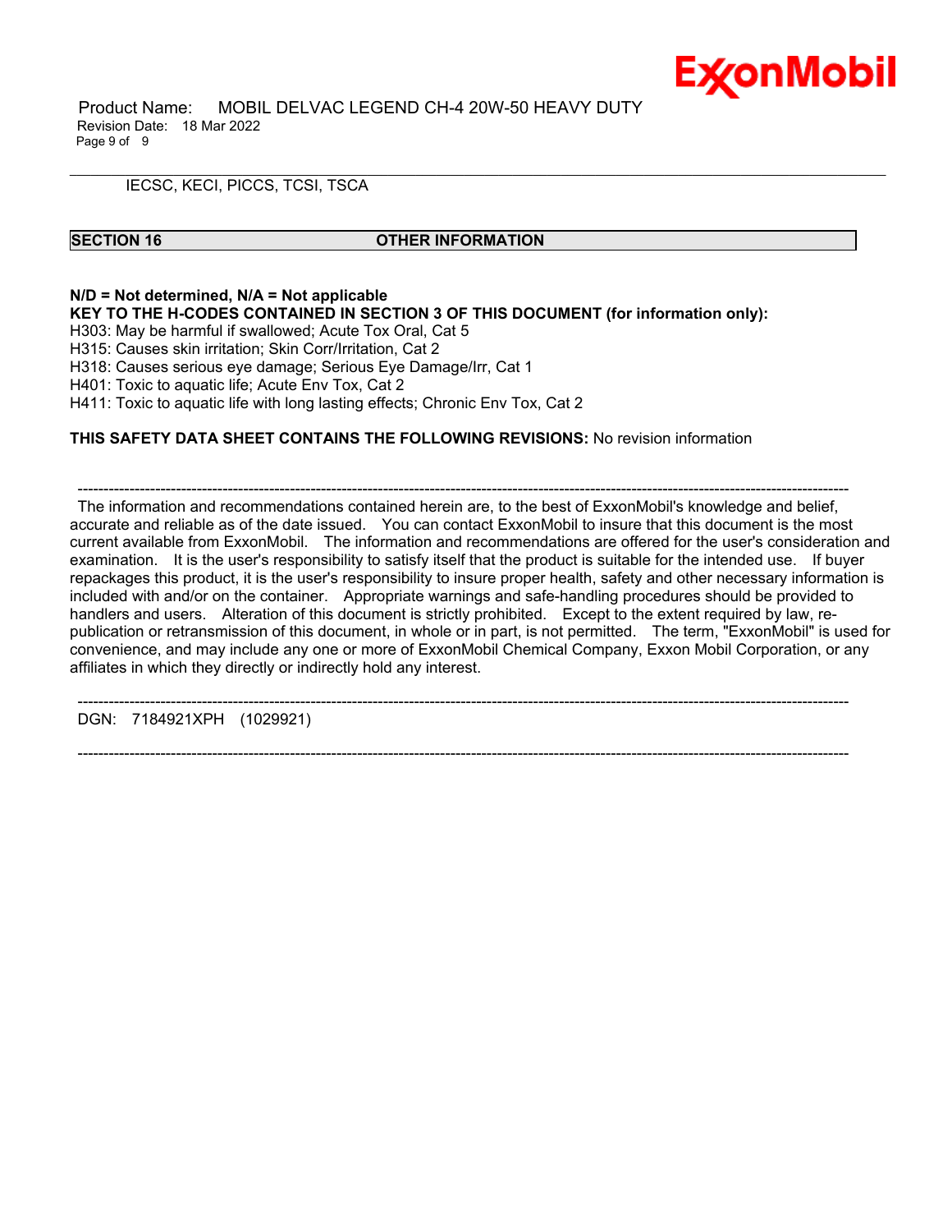IECSC, KECI, PICCS, TCSI, TSCA

## SECTION 16 OTHER INFORMATION

**N/D = Not determined, N/A = Not applicable**

**KEY TO THE H-CODES CONTAINED IN SECTION 3 OF THIS DOCUMENT (for information only):**

H303: May be harmful if swallowed; Acute Tox Oral, Cat 5
H315: Causes skin irritation; Skin Corr/Irritation, Cat 2
H318: Causes serious eye damage; Serious Eye Damage/Irr, Cat 1
H401: Toxic to aquatic life; Acute Env Tox, Cat 2
H411: Toxic to aquatic life with long lasting effects; Chronic Env Tox, Cat 2

**THIS SAFETY DATA SHEET CONTAINS THE FOLLOWING REVISIONS:** No revision information

-----------------------------------------------------------------------------------------------------------------------------------------------------

The information and recommendations contained herein are, to the best of ExxonMobil's knowledge and belief, accurate and reliable as of the date issued. You can contact ExxonMobil to insure that this document is the most current available from ExxonMobil. The information and recommendations are offered for the user's consideration and examination. It is the user's responsibility to satisfy itself that the product is suitable for the intended use. If buyer repackages this product, it is the user's responsibility to insure proper health, safety and other necessary information is included with and/or on the container. Appropriate warnings and safe-handling procedures should be provided to handlers and users. Alteration of this document is strictly prohibited. Except to the extent required by law, re-publication or retransmission of this document, in whole or in part, is not permitted. The term, "ExxonMobil" is used for convenience, and may include any one or more of ExxonMobil Chemical Company, Exxon Mobil Corporation, or any affiliates in which they directly or indirectly hold any interest.

-----------------------------------------------------------------------------------------------------------------------------------------------------

DGN: 7184921XPH (1029921)

-----------------------------------------------------------------------------------------------------------------------------------------------------